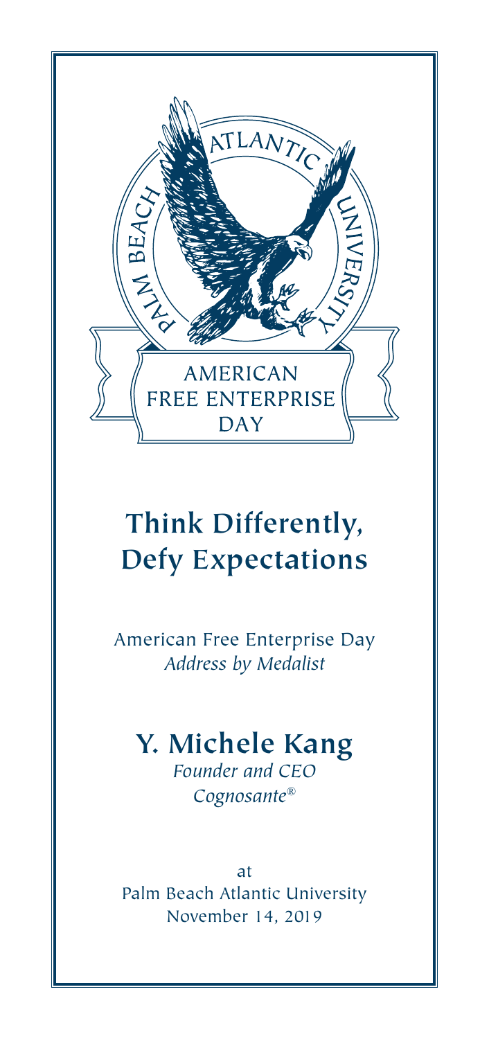PALM BEACH ATLANTIC UNIVERSITY

AMERICAN FREE ENTERPRISE DAY

# Think Differently, Defy Expectations

American Free Enterprise Day
*Address by Medalist*

## Y. Michele Kang

*Founder and CEO*
*Cognosante®*

at
Palm Beach Atlantic University
November 14, 2019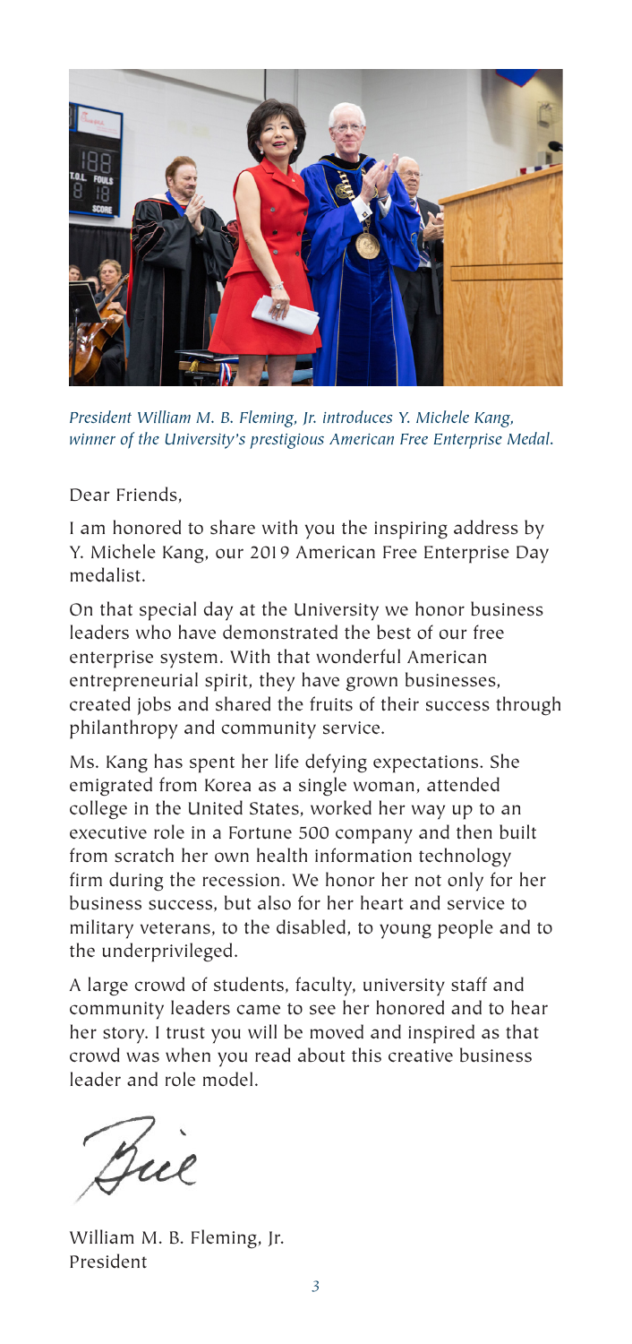*President William M. B. Fleming, Jr. introduces Y. Michele Kang, winner of the University's prestigious American Free Enterprise Medal.*

Dear Friends,

I am honored to share with you the inspiring address by Y. Michele Kang, our 2019 American Free Enterprise Day medalist.

On that special day at the University we honor business leaders who have demonstrated the best of our free enterprise system. With that wonderful American entrepreneurial spirit, they have grown businesses, created jobs and shared the fruits of their success through philanthropy and community service.

Ms. Kang has spent her life defying expectations. She emigrated from Korea as a single woman, attended college in the United States, worked her way up to an executive role in a Fortune 500 company and then built from scratch her own health information technology firm during the recession. We honor her not only for her business success, but also for her heart and service to military veterans, to the disabled, to young people and to the underprivileged.

A large crowd of students, faculty, university staff and community leaders came to see her honored and to hear her story. I trust you will be moved and inspired as that crowd was when you read about this creative business leader and role model.

Bill

William M. B. Fleming, Jr.
President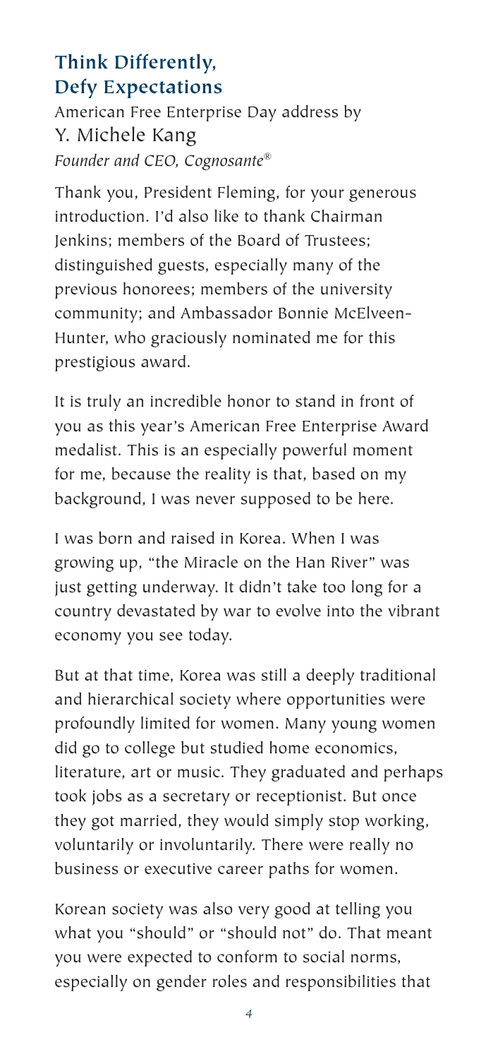## Think Differently, Defy Expectations

American Free Enterprise Day address by

Y. Michele Kang

*Founder and CEO, Cognosante®*

Thank you, President Fleming, for your generous introduction. I'd also like to thank Chairman Jenkins; members of the Board of Trustees; distinguished guests, especially many of the previous honorees; members of the university community; and Ambassador Bonnie McElveen-Hunter, who graciously nominated me for this prestigious award.

It is truly an incredible honor to stand in front of you as this year's American Free Enterprise Award medalist. This is an especially powerful moment for me, because the reality is that, based on my background, I was never supposed to be here.

I was born and raised in Korea. When I was growing up, "the Miracle on the Han River" was just getting underway. It didn't take too long for a country devastated by war to evolve into the vibrant economy you see today.

But at that time, Korea was still a deeply traditional and hierarchical society where opportunities were profoundly limited for women. Many young women did go to college but studied home economics, literature, art or music. They graduated and perhaps took jobs as a secretary or receptionist. But once they got married, they would simply stop working, voluntarily or involuntarily. There were really no business or executive career paths for women.

Korean society was also very good at telling you what you "should" or "should not" do. That meant you were expected to conform to social norms, especially on gender roles and responsibilities that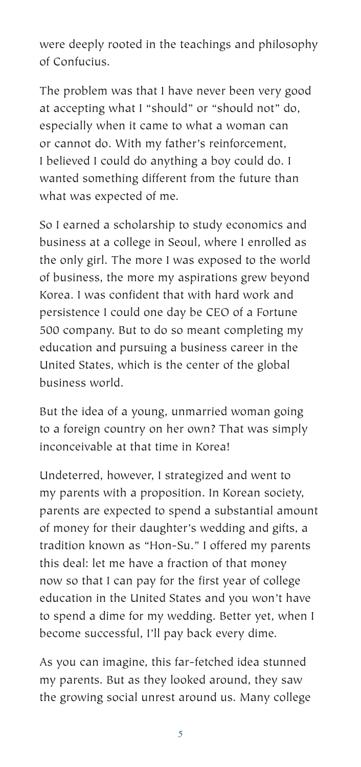were deeply rooted in the teachings and philosophy of Confucius.

The problem was that I have never been very good at accepting what I "should" or "should not" do, especially when it came to what a woman can or cannot do. With my father's reinforcement, I believed I could do anything a boy could do. I wanted something different from the future than what was expected of me.

So I earned a scholarship to study economics and business at a college in Seoul, where I enrolled as the only girl. The more I was exposed to the world of business, the more my aspirations grew beyond Korea. I was confident that with hard work and persistence I could one day be CEO of a Fortune 500 company. But to do so meant completing my education and pursuing a business career in the United States, which is the center of the global business world.

But the idea of a young, unmarried woman going to a foreign country on her own? That was simply inconceivable at that time in Korea!

Undeterred, however, I strategized and went to my parents with a proposition. In Korean society, parents are expected to spend a substantial amount of money for their daughter's wedding and gifts, a tradition known as "Hon-Su." I offered my parents this deal: let me have a fraction of that money now so that I can pay for the first year of college education in the United States and you won't have to spend a dime for my wedding. Better yet, when I become successful, I'll pay back every dime.

As you can imagine, this far-fetched idea stunned my parents. But as they looked around, they saw the growing social unrest around us. Many college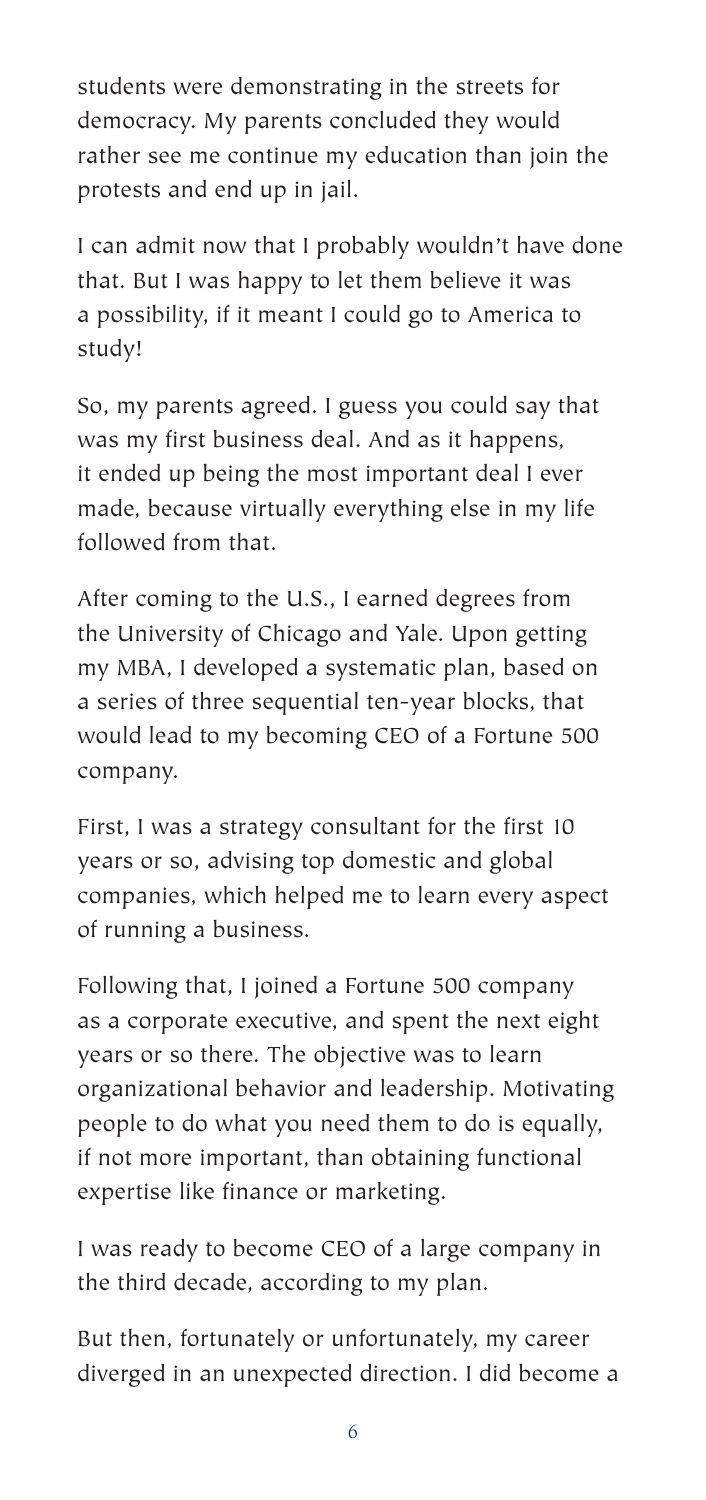students were demonstrating in the streets for democracy. My parents concluded they would rather see me continue my education than join the protests and end up in jail.

I can admit now that I probably wouldn't have done that. But I was happy to let them believe it was a possibility, if it meant I could go to America to study!

So, my parents agreed. I guess you could say that was my first business deal. And as it happens, it ended up being the most important deal I ever made, because virtually everything else in my life followed from that.

After coming to the U.S., I earned degrees from the University of Chicago and Yale. Upon getting my MBA, I developed a systematic plan, based on a series of three sequential ten-year blocks, that would lead to my becoming CEO of a Fortune 500 company.

First, I was a strategy consultant for the first 10 years or so, advising top domestic and global companies, which helped me to learn every aspect of running a business.

Following that, I joined a Fortune 500 company as a corporate executive, and spent the next eight years or so there. The objective was to learn organizational behavior and leadership. Motivating people to do what you need them to do is equally, if not more important, than obtaining functional expertise like finance or marketing.

I was ready to become CEO of a large company in the third decade, according to my plan.

But then, fortunately or unfortunately, my career diverged in an unexpected direction. I did become a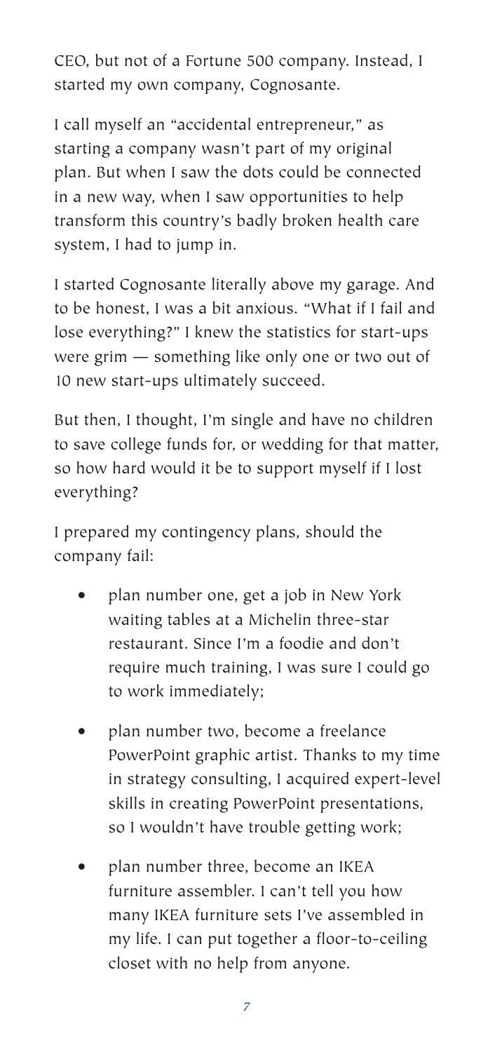CEO, but not of a Fortune 500 company. Instead, I started my own company, Cognosante.

I call myself an "accidental entrepreneur," as starting a company wasn't part of my original plan. But when I saw the dots could be connected in a new way, when I saw opportunities to help transform this country's badly broken health care system, I had to jump in.

I started Cognosante literally above my garage. And to be honest, I was a bit anxious. "What if I fail and lose everything?" I knew the statistics for start-ups were grim — something like only one or two out of 10 new start-ups ultimately succeed.

But then, I thought, I'm single and have no children to save college funds for, or wedding for that matter, so how hard would it be to support myself if I lost everything?

I prepared my contingency plans, should the company fail:

- plan number one, get a job in New York waiting tables at a Michelin three-star restaurant. Since I'm a foodie and don't require much training, I was sure I could go to work immediately;
- plan number two, become a freelance PowerPoint graphic artist. Thanks to my time in strategy consulting, I acquired expert-level skills in creating PowerPoint presentations, so I wouldn't have trouble getting work;
- plan number three, become an IKEA furniture assembler. I can't tell you how many IKEA furniture sets I've assembled in my life. I can put together a floor-to-ceiling closet with no help from anyone.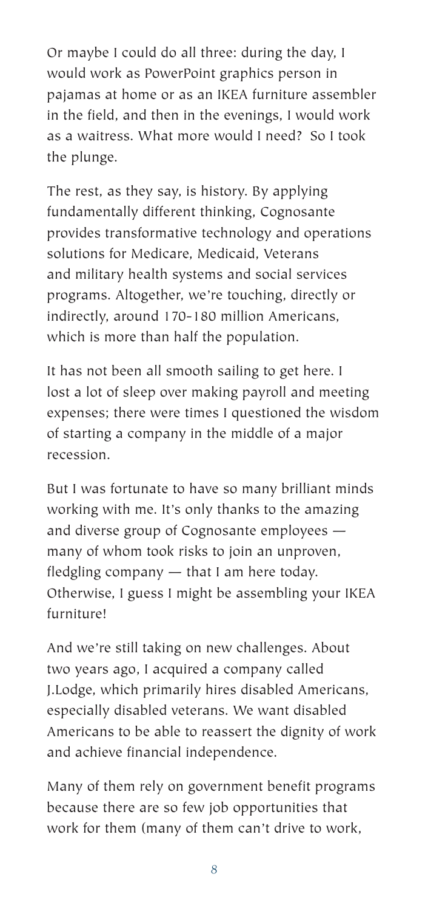Or maybe I could do all three: during the day, I would work as PowerPoint graphics person in pajamas at home or as an IKEA furniture assembler in the field, and then in the evenings, I would work as a waitress. What more would I need? So I took the plunge.

The rest, as they say, is history. By applying fundamentally different thinking, Cognosante provides transformative technology and operations solutions for Medicare, Medicaid, Veterans and military health systems and social services programs. Altogether, we're touching, directly or indirectly, around 170-180 million Americans, which is more than half the population.

It has not been all smooth sailing to get here. I lost a lot of sleep over making payroll and meeting expenses; there were times I questioned the wisdom of starting a company in the middle of a major recession.

But I was fortunate to have so many brilliant minds working with me. It's only thanks to the amazing and diverse group of Cognosante employees — many of whom took risks to join an unproven, fledgling company — that I am here today. Otherwise, I guess I might be assembling your IKEA furniture!

And we're still taking on new challenges. About two years ago, I acquired a company called J.Lodge, which primarily hires disabled Americans, especially disabled veterans. We want disabled Americans to be able to reassert the dignity of work and achieve financial independence.

Many of them rely on government benefit programs because there are so few job opportunities that work for them (many of them can't drive to work,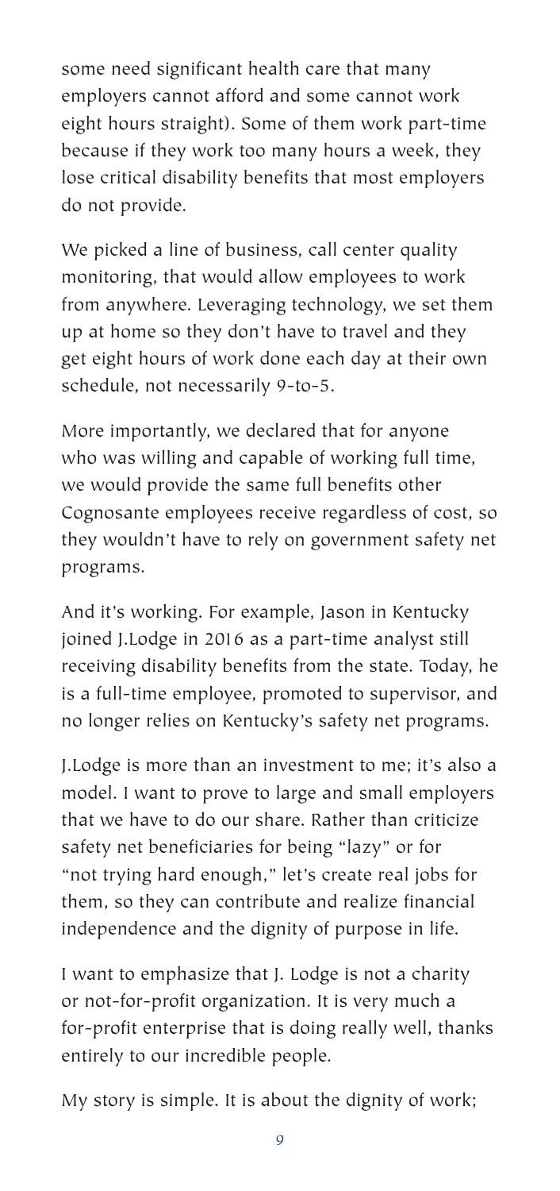some need significant health care that many employers cannot afford and some cannot work eight hours straight). Some of them work part-time because if they work too many hours a week, they lose critical disability benefits that most employers do not provide.

We picked a line of business, call center quality monitoring, that would allow employees to work from anywhere. Leveraging technology, we set them up at home so they don't have to travel and they get eight hours of work done each day at their own schedule, not necessarily 9-to-5.

More importantly, we declared that for anyone who was willing and capable of working full time, we would provide the same full benefits other Cognosante employees receive regardless of cost, so they wouldn't have to rely on government safety net programs.

And it's working. For example, Jason in Kentucky joined J.Lodge in 2016 as a part-time analyst still receiving disability benefits from the state. Today, he is a full-time employee, promoted to supervisor, and no longer relies on Kentucky's safety net programs.

J.Lodge is more than an investment to me; it's also a model. I want to prove to large and small employers that we have to do our share. Rather than criticize safety net beneficiaries for being "lazy" or for "not trying hard enough," let's create real jobs for them, so they can contribute and realize financial independence and the dignity of purpose in life.

I want to emphasize that J. Lodge is not a charity or not-for-profit organization. It is very much a for-profit enterprise that is doing really well, thanks entirely to our incredible people.

My story is simple. It is about the dignity of work;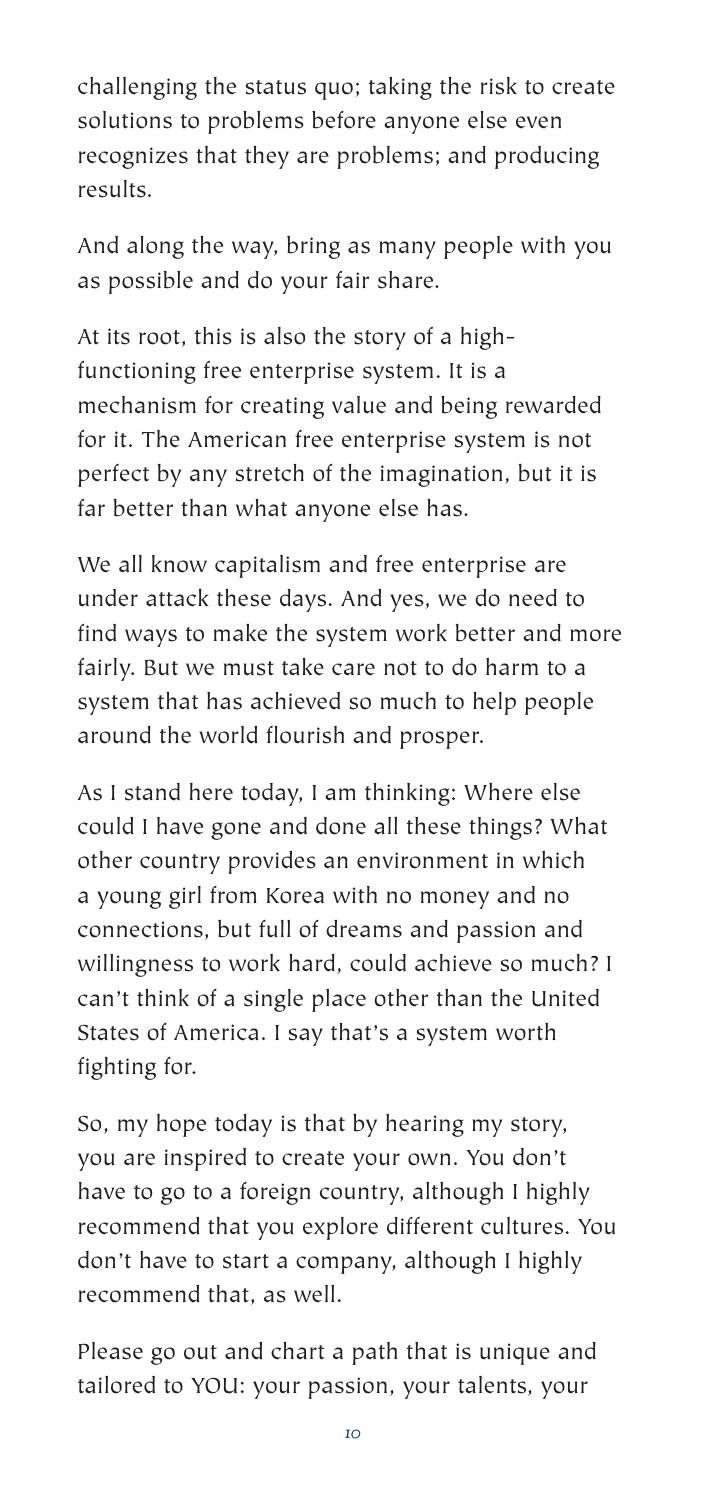challenging the status quo; taking the risk to create solutions to problems before anyone else even recognizes that they are problems; and producing results.

And along the way, bring as many people with you as possible and do your fair share.

At its root, this is also the story of a high-functioning free enterprise system. It is a mechanism for creating value and being rewarded for it. The American free enterprise system is not perfect by any stretch of the imagination, but it is far better than what anyone else has.

We all know capitalism and free enterprise are under attack these days. And yes, we do need to find ways to make the system work better and more fairly. But we must take care not to do harm to a system that has achieved so much to help people around the world flourish and prosper.

As I stand here today, I am thinking: Where else could I have gone and done all these things? What other country provides an environment in which a young girl from Korea with no money and no connections, but full of dreams and passion and willingness to work hard, could achieve so much? I can't think of a single place other than the United States of America. I say that's a system worth fighting for.

So, my hope today is that by hearing my story, you are inspired to create your own. You don't have to go to a foreign country, although I highly recommend that you explore different cultures. You don't have to start a company, although I highly recommend that, as well.

Please go out and chart a path that is unique and tailored to YOU: your passion, your talents, your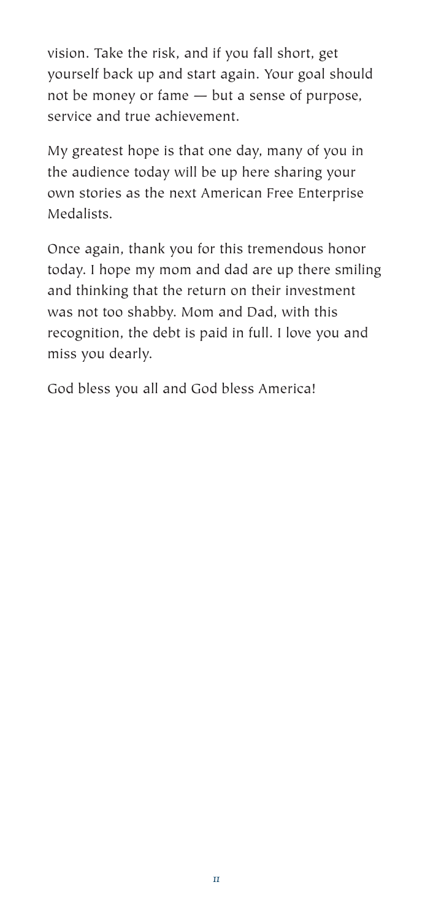vision. Take the risk, and if you fall short, get yourself back up and start again. Your goal should not be money or fame — but a sense of purpose, service and true achievement.

My greatest hope is that one day, many of you in the audience today will be up here sharing your own stories as the next American Free Enterprise Medalists.

Once again, thank you for this tremendous honor today. I hope my mom and dad are up there smiling and thinking that the return on their investment was not too shabby. Mom and Dad, with this recognition, the debt is paid in full. I love you and miss you dearly.

God bless you all and God bless America!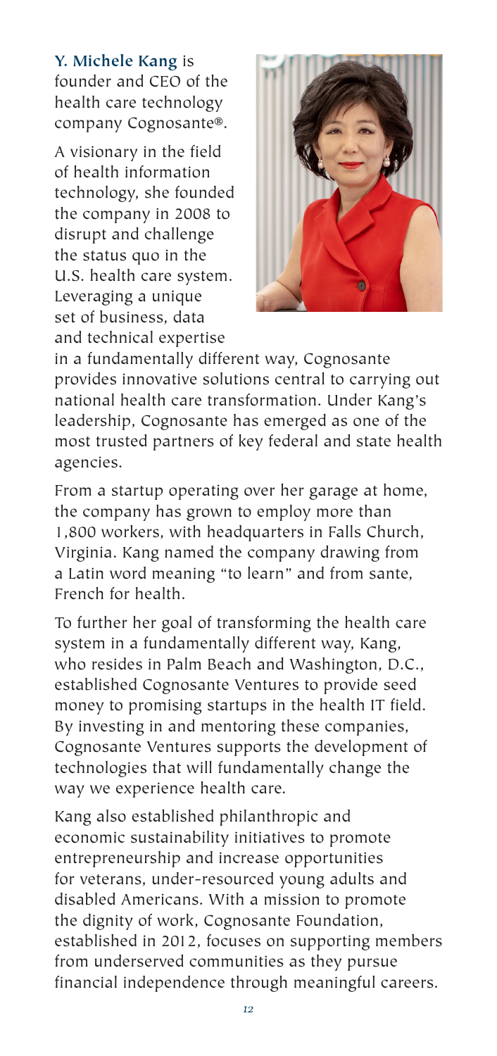**Y. Michele Kang** is founder and CEO of the health care technology company Cognosante®.

A visionary in the field of health information technology, she founded the company in 2008 to disrupt and challenge the status quo in the U.S. health care system. Leveraging a unique set of business, data and technical expertise in a fundamentally different way, Cognosante provides innovative solutions central to carrying out national health care transformation. Under Kang's leadership, Cognosante has emerged as one of the most trusted partners of key federal and state health agencies.

From a startup operating over her garage at home, the company has grown to employ more than 1,800 workers, with headquarters in Falls Church, Virginia. Kang named the company drawing from a Latin word meaning "to learn" and from sante, French for health.

To further her goal of transforming the health care system in a fundamentally different way, Kang, who resides in Palm Beach and Washington, D.C., established Cognosante Ventures to provide seed money to promising startups in the health IT field. By investing in and mentoring these companies, Cognosante Ventures supports the development of technologies that will fundamentally change the way we experience health care.

Kang also established philanthropic and economic sustainability initiatives to promote entrepreneurship and increase opportunities for veterans, under-resourced young adults and disabled Americans. With a mission to promote the dignity of work, Cognosante Foundation, established in 2012, focuses on supporting members from underserved communities as they pursue financial independence through meaningful careers.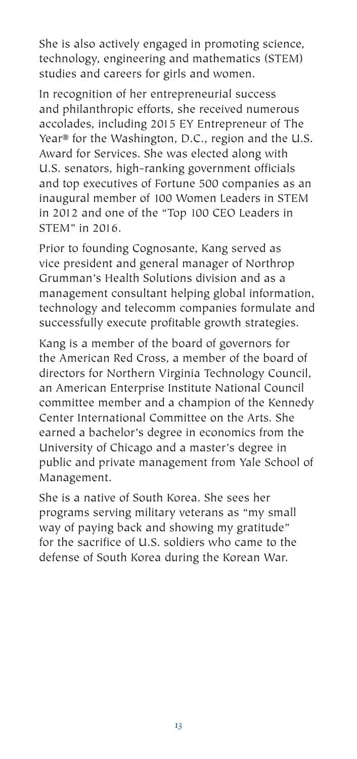She is also actively engaged in promoting science, technology, engineering and mathematics (STEM) studies and careers for girls and women.

In recognition of her entrepreneurial success and philanthropic efforts, she received numerous accolades, including 2015 EY Entrepreneur of The Year® for the Washington, D.C., region and the U.S. Award for Services. She was elected along with U.S. senators, high-ranking government officials and top executives of Fortune 500 companies as an inaugural member of 100 Women Leaders in STEM in 2012 and one of the "Top 100 CEO Leaders in STEM" in 2016.

Prior to founding Cognosante, Kang served as vice president and general manager of Northrop Grumman's Health Solutions division and as a management consultant helping global information, technology and telecomm companies formulate and successfully execute profitable growth strategies.

Kang is a member of the board of governors for the American Red Cross, a member of the board of directors for Northern Virginia Technology Council, an American Enterprise Institute National Council committee member and a champion of the Kennedy Center International Committee on the Arts. She earned a bachelor's degree in economics from the University of Chicago and a master's degree in public and private management from Yale School of Management.

She is a native of South Korea. She sees her programs serving military veterans as "my small way of paying back and showing my gratitude" for the sacrifice of U.S. soldiers who came to the defense of South Korea during the Korean War.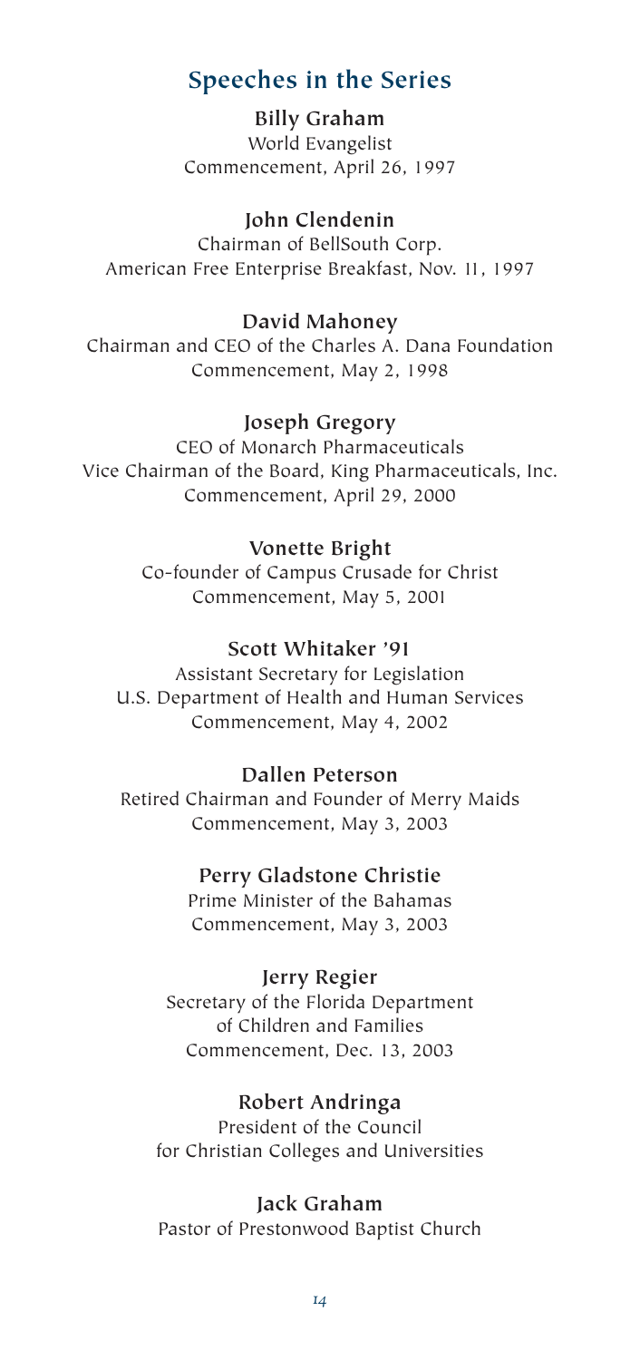## Speeches in the Series

**Billy Graham**
World Evangelist
Commencement, April 26, 1997

**John Clendenin**
Chairman of BellSouth Corp.
American Free Enterprise Breakfast, Nov. 11, 1997

**David Mahoney**
Chairman and CEO of the Charles A. Dana Foundation
Commencement, May 2, 1998

**Joseph Gregory**
CEO of Monarch Pharmaceuticals
Vice Chairman of the Board, King Pharmaceuticals, Inc.
Commencement, April 29, 2000

**Vonette Bright**
Co-founder of Campus Crusade for Christ
Commencement, May 5, 2001

**Scott Whitaker '91**
Assistant Secretary for Legislation
U.S. Department of Health and Human Services
Commencement, May 4, 2002

**Dallen Peterson**
Retired Chairman and Founder of Merry Maids
Commencement, May 3, 2003

**Perry Gladstone Christie**
Prime Minister of the Bahamas
Commencement, May 3, 2003

**Jerry Regier**
Secretary of the Florida Department
of Children and Families
Commencement, Dec. 13, 2003

**Robert Andringa**
President of the Council
for Christian Colleges and Universities

**Jack Graham**
Pastor of Prestonwood Baptist Church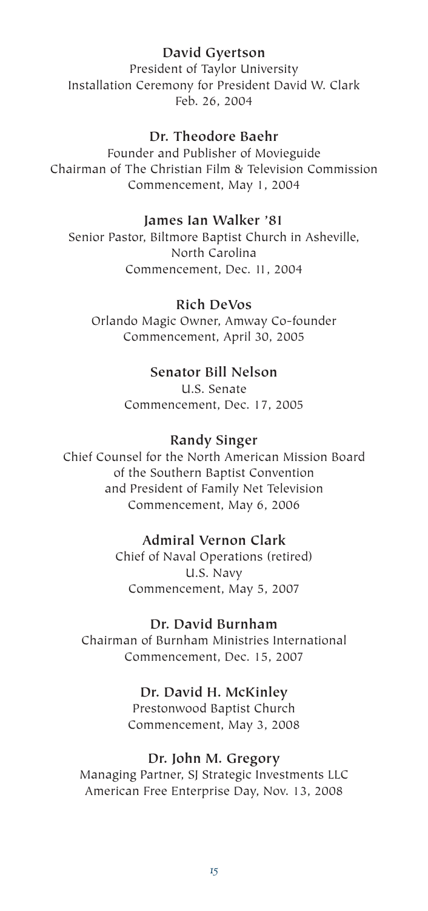**David Gyertson**
President of Taylor University
Installation Ceremony for President David W. Clark
Feb. 26, 2004

**Dr. Theodore Baehr**
Founder and Publisher of Movieguide
Chairman of The Christian Film & Television Commission
Commencement, May 1, 2004

**James Ian Walker '81**
Senior Pastor, Biltmore Baptist Church in Asheville,
North Carolina
Commencement, Dec. 11, 2004

**Rich DeVos**
Orlando Magic Owner, Amway Co-founder
Commencement, April 30, 2005

**Senator Bill Nelson**
U.S. Senate
Commencement, Dec. 17, 2005

**Randy Singer**
Chief Counsel for the North American Mission Board
of the Southern Baptist Convention
and President of Family Net Television
Commencement, May 6, 2006

**Admiral Vernon Clark**
Chief of Naval Operations (retired)
U.S. Navy
Commencement, May 5, 2007

**Dr. David Burnham**
Chairman of Burnham Ministries International
Commencement, Dec. 15, 2007

**Dr. David H. McKinley**
Prestonwood Baptist Church
Commencement, May 3, 2008

**Dr. John M. Gregory**
Managing Partner, SJ Strategic Investments LLC
American Free Enterprise Day, Nov. 13, 2008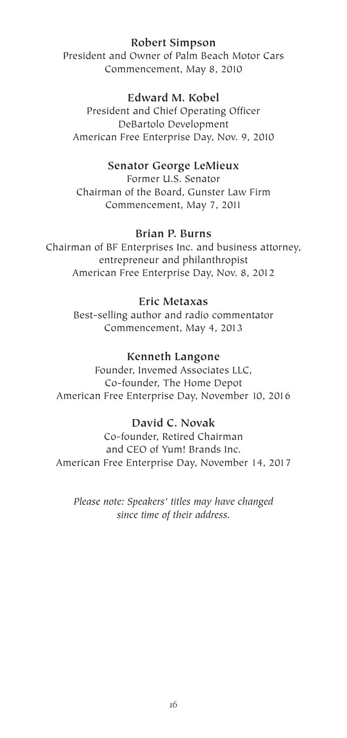**Robert Simpson**
President and Owner of Palm Beach Motor Cars
Commencement, May 8, 2010

**Edward M. Kobel**
President and Chief Operating Officer
DeBartolo Development
American Free Enterprise Day, Nov. 9, 2010

**Senator George LeMieux**
Former U.S. Senator
Chairman of the Board, Gunster Law Firm
Commencement, May 7, 2011

**Brian P. Burns**
Chairman of BF Enterprises Inc. and business attorney, entrepreneur and philanthropist
American Free Enterprise Day, Nov. 8, 2012

**Eric Metaxas**
Best-selling author and radio commentator
Commencement, May 4, 2013

**Kenneth Langone**
Founder, Invemed Associates LLC,
Co-founder, The Home Depot
American Free Enterprise Day, November 10, 2016

**David C. Novak**
Co-founder, Retired Chairman
and CEO of Yum! Brands Inc.
American Free Enterprise Day, November 14, 2017

*Please note: Speakers' titles may have changed since time of their address.*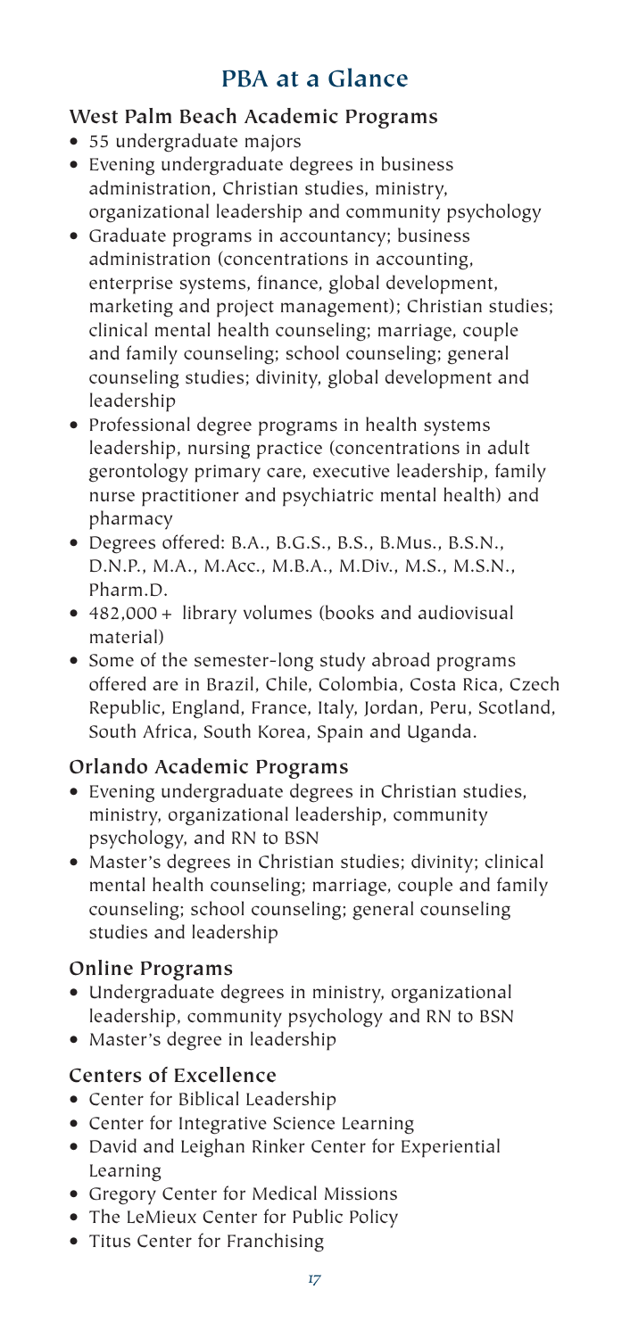# PBA at a Glance

## West Palm Beach Academic Programs

- 55 undergraduate majors
- Evening undergraduate degrees in business administration, Christian studies, ministry, organizational leadership and community psychology
- Graduate programs in accountancy; business administration (concentrations in accounting, enterprise systems, finance, global development, marketing and project management); Christian studies; clinical mental health counseling; marriage, couple and family counseling; school counseling; general counseling studies; divinity, global development and leadership
- Professional degree programs in health systems leadership, nursing practice (concentrations in adult gerontology primary care, executive leadership, family nurse practitioner and psychiatric mental health) and pharmacy
- Degrees offered: B.A., B.G.S., B.S., B.Mus., B.S.N., D.N.P., M.A., M.Acc., M.B.A., M.Div., M.S., M.S.N., Pharm.D.
- 482,000 + library volumes (books and audiovisual material)
- Some of the semester-long study abroad programs offered are in Brazil, Chile, Colombia, Costa Rica, Czech Republic, England, France, Italy, Jordan, Peru, Scotland, South Africa, South Korea, Spain and Uganda.

## Orlando Academic Programs

- Evening undergraduate degrees in Christian studies, ministry, organizational leadership, community psychology, and RN to BSN
- Master's degrees in Christian studies; divinity; clinical mental health counseling; marriage, couple and family counseling; school counseling; general counseling studies and leadership

## Online Programs

- Undergraduate degrees in ministry, organizational leadership, community psychology and RN to BSN
- Master's degree in leadership

## Centers of Excellence

- Center for Biblical Leadership
- Center for Integrative Science Learning
- David and Leighan Rinker Center for Experiential Learning
- Gregory Center for Medical Missions
- The LeMieux Center for Public Policy
- Titus Center for Franchising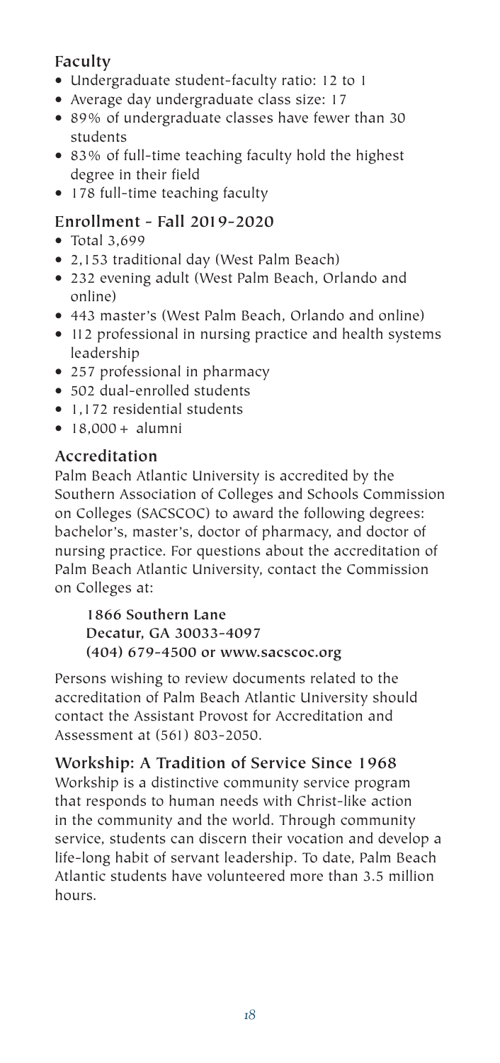## Faculty

- Undergraduate student-faculty ratio: 12 to 1
- Average day undergraduate class size: 17
- 89% of undergraduate classes have fewer than 30 students
- 83% of full-time teaching faculty hold the highest degree in their field
- 178 full-time teaching faculty

## Enrollment - Fall 2019-2020

- Total 3,699
- 2,153 traditional day (West Palm Beach)
- 232 evening adult (West Palm Beach, Orlando and online)
- 443 master's (West Palm Beach, Orlando and online)
- 112 professional in nursing practice and health systems leadership
- 257 professional in pharmacy
- 502 dual-enrolled students
- 1,172 residential students
- 18,000+ alumni

## Accreditation

Palm Beach Atlantic University is accredited by the Southern Association of Colleges and Schools Commission on Colleges (SACSCOC) to award the following degrees: bachelor's, master's, doctor of pharmacy, and doctor of nursing practice. For questions about the accreditation of Palm Beach Atlantic University, contact the Commission on Colleges at:

**1866 Southern Lane**
**Decatur, GA 30033-4097**
**(404) 679-4500 or www.sacscoc.org**

Persons wishing to review documents related to the accreditation of Palm Beach Atlantic University should contact the Assistant Provost for Accreditation and Assessment at (561) 803-2050.

## Workship: A Tradition of Service Since 1968

Workship is a distinctive community service program that responds to human needs with Christ-like action in the community and the world. Through community service, students can discern their vocation and develop a life-long habit of servant leadership. To date, Palm Beach Atlantic students have volunteered more than 3.5 million hours.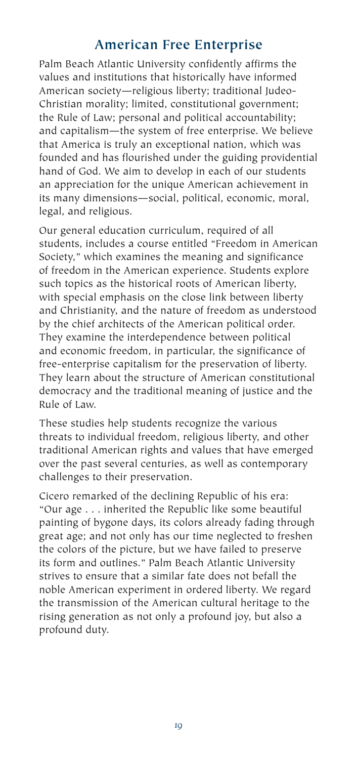## American Free Enterprise

Palm Beach Atlantic University confidently affirms the values and institutions that historically have informed American society—religious liberty; traditional Judeo-Christian morality; limited, constitutional government; the Rule of Law; personal and political accountability; and capitalism—the system of free enterprise. We believe that America is truly an exceptional nation, which was founded and has flourished under the guiding providential hand of God. We aim to develop in each of our students an appreciation for the unique American achievement in its many dimensions—social, political, economic, moral, legal, and religious.

Our general education curriculum, required of all students, includes a course entitled "Freedom in American Society," which examines the meaning and significance of freedom in the American experience. Students explore such topics as the historical roots of American liberty, with special emphasis on the close link between liberty and Christianity, and the nature of freedom as understood by the chief architects of the American political order. They examine the interdependence between political and economic freedom, in particular, the significance of free-enterprise capitalism for the preservation of liberty. They learn about the structure of American constitutional democracy and the traditional meaning of justice and the Rule of Law.

These studies help students recognize the various threats to individual freedom, religious liberty, and other traditional American rights and values that have emerged over the past several centuries, as well as contemporary challenges to their preservation.

Cicero remarked of the declining Republic of his era: "Our age . . . inherited the Republic like some beautiful painting of bygone days, its colors already fading through great age; and not only has our time neglected to freshen the colors of the picture, but we have failed to preserve its form and outlines." Palm Beach Atlantic University strives to ensure that a similar fate does not befall the noble American experiment in ordered liberty. We regard the transmission of the American cultural heritage to the rising generation as not only a profound joy, but also a profound duty.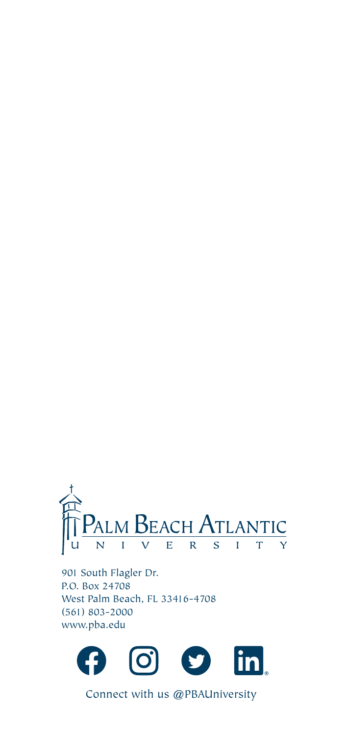PALM BEACH ATLANTIC
UNIVERSITY

901 South Flagler Dr.
P.O. Box 24708
West Palm Beach, FL 33416-4708
(561) 803-2000
www.pba.edu

Connect with us @PBAUniversity